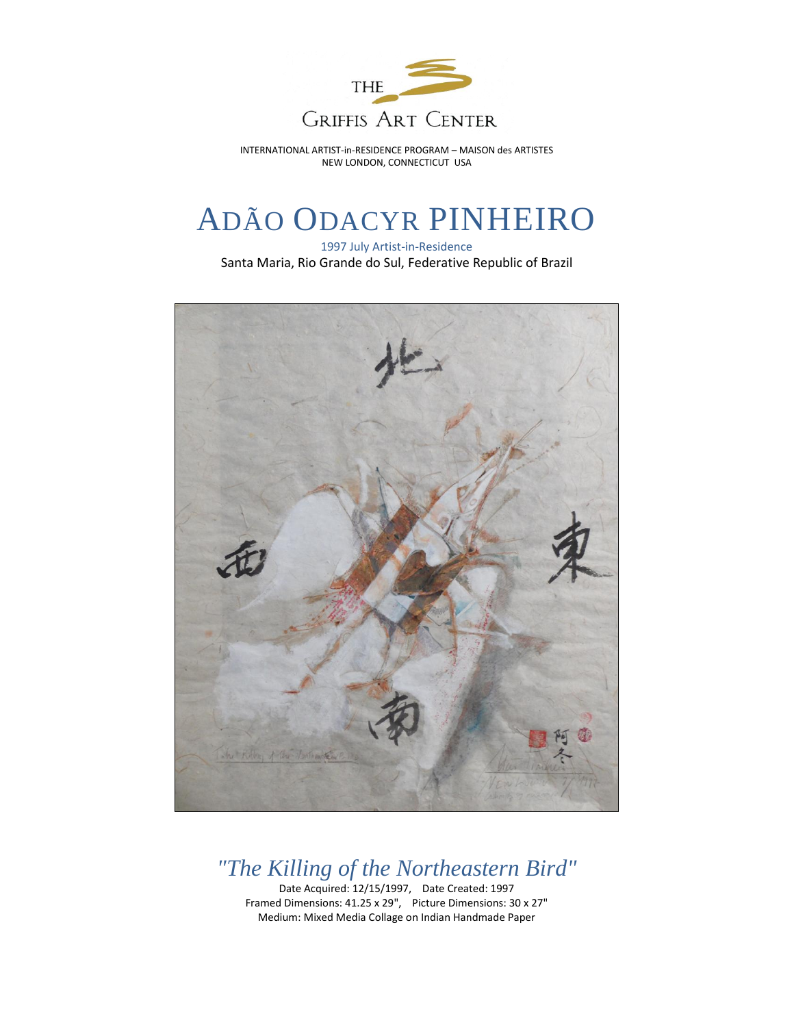THE GRIFFIS ART CENTER

INTERNATIONAL ARTIST-in-RESIDENCE PROGRAM – MAISON des ARTISTES
NEW LONDON, CONNECTICUT USA

# ADÃO ODACYR PINHEIRO

1997 July Artist-in-Residence
Santa Maria, Rio Grande do Sul, Federative Republic of Brazil

## *"The Killing of the Northeastern Bird"*

Date Acquired: 12/15/1997, Date Created: 1997
Framed Dimensions: 41.25 x 29", Picture Dimensions: 30 x 27"
Medium: Mixed Media Collage on Indian Handmade Paper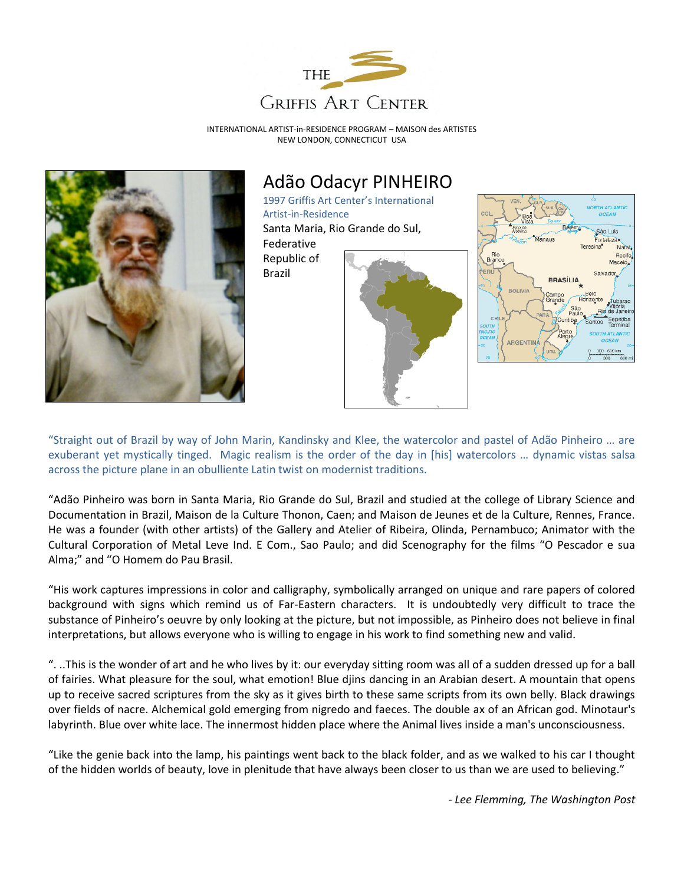THE GRIFFIS ART CENTER

INTERNATIONAL ARTIST-in-RESIDENCE PROGRAM – MAISON des ARTISTES
NEW LONDON, CONNECTICUT USA

# Adão Odacyr PINHEIRO

1997 Griffis Art Center's International Artist-in-Residence

Santa Maria, Rio Grande do Sul, Federative Republic of Brazil

"Straight out of Brazil by way of John Marin, Kandinsky and Klee, the watercolor and pastel of Adão Pinheiro … are exuberant yet mystically tinged. Magic realism is the order of the day in [his] watercolors … dynamic vistas salsa across the picture plane in an obulliente Latin twist on modernist traditions.

"Adão Pinheiro was born in Santa Maria, Rio Grande do Sul, Brazil and studied at the college of Library Science and Documentation in Brazil, Maison de la Culture Thonon, Caen; and Maison de Jeunes et de la Culture, Rennes, France. He was a founder (with other artists) of the Gallery and Atelier of Ribeira, Olinda, Pernambuco; Animator with the Cultural Corporation of Metal Leve Ind. E Com., Sao Paulo; and did Scenography for the films "O Pescador e sua Alma;" and "O Homem do Pau Brasil.

"His work captures impressions in color and calligraphy, symbolically arranged on unique and rare papers of colored background with signs which remind us of Far-Eastern characters. It is undoubtedly very difficult to trace the substance of Pinheiro's oeuvre by only looking at the picture, but not impossible, as Pinheiro does not believe in final interpretations, but allows everyone who is willing to engage in his work to find something new and valid.

". ..This is the wonder of art and he who lives by it: our everyday sitting room was all of a sudden dressed up for a ball of fairies. What pleasure for the soul, what emotion! Blue djins dancing in an Arabian desert. A mountain that opens up to receive sacred scriptures from the sky as it gives birth to these same scripts from its own belly. Black drawings over fields of nacre. Alchemical gold emerging from nigredo and faeces. The double ax of an African god. Minotaur's labyrinth. Blue over white lace. The innermost hidden place where the Animal lives inside a man's unconsciousness.

"Like the genie back into the lamp, his paintings went back to the black folder, and as we walked to his car I thought of the hidden worlds of beauty, love in plenitude that have always been closer to us than we are used to believing."

*- Lee Flemming, The Washington Post*